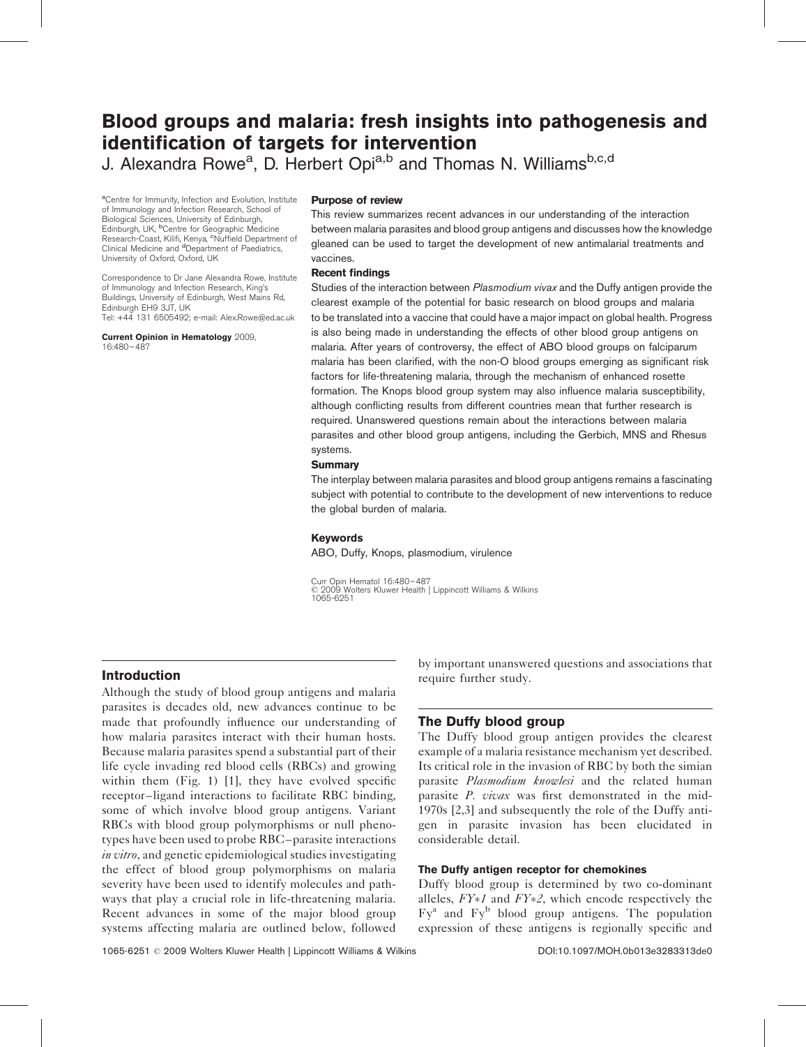# Blood groups and malaria: fresh insights into pathogenesis and identification of targets for intervention

J. Alexandra Rowe[a], D. Herbert Opi[a,b] and Thomas N. Williams[b,c,d]

[a]Centre for Immunity, Infection and Evolution, Institute of Immunology and Infection Research, School of Biological Sciences, University of Edinburgh, Edinburgh, UK, [b]Centre for Geographic Medicine Research-Coast, Kilifi, Kenya, [c]Nuffield Department of Clinical Medicine and [d]Department of Paediatrics, University of Oxford, Oxford, UK

Correspondence to Dr Jane Alexandra Rowe, Institute of Immunology and Infection Research, King's Buildings, University of Edinburgh, West Mains Rd, Edinburgh EH9 3JT, UK
Tel: +44 131 6505492; e-mail: Alex.Rowe@ed.ac.uk

**Current Opinion in Hematology** 2009, 16:480–487

### Purpose of review

This review summarizes recent advances in our understanding of the interaction between malaria parasites and blood group antigens and discusses how the knowledge gleaned can be used to target the development of new antimalarial treatments and vaccines.

### Recent findings

Studies of the interaction between *Plasmodium vivax* and the Duffy antigen provide the clearest example of the potential for basic research on blood groups and malaria to be translated into a vaccine that could have a major impact on global health. Progress is also being made in understanding the effects of other blood group antigens on malaria. After years of controversy, the effect of ABO blood groups on falciparum malaria has been clarified, with the non-O blood groups emerging as significant risk factors for life-threatening malaria, through the mechanism of enhanced rosette formation. The Knops blood group system may also influence malaria susceptibility, although conflicting results from different countries mean that further research is required. Unanswered questions remain about the interactions between malaria parasites and other blood group antigens, including the Gerbich, MNS and Rhesus systems.

### Summary

The interplay between malaria parasites and blood group antigens remains a fascinating subject with potential to contribute to the development of new interventions to reduce the global burden of malaria.

### Keywords

ABO, Duffy, Knops, plasmodium, virulence

Curr Opin Hematol 16:480–487
© 2009 Wolters Kluwer Health | Lippincott Williams & Wilkins
1065-6251

## Introduction

Although the study of blood group antigens and malaria parasites is decades old, new advances continue to be made that profoundly influence our understanding of how malaria parasites interact with their human hosts. Because malaria parasites spend a substantial part of their life cycle invading red blood cells (RBCs) and growing within them (Fig. 1) [1], they have evolved specific receptor–ligand interactions to facilitate RBC binding, some of which involve blood group antigens. Variant RBCs with blood group polymorphisms or null phenotypes have been used to probe RBC–parasite interactions *in vitro*, and genetic epidemiological studies investigating the effect of blood group polymorphisms on malaria severity have been used to identify molecules and pathways that play a crucial role in life-threatening malaria. Recent advances in some of the major blood group systems affecting malaria are outlined below, followed by important unanswered questions and associations that require further study.

## The Duffy blood group

The Duffy blood group antigen provides the clearest example of a malaria resistance mechanism yet described. Its critical role in the invasion of RBC by both the simian parasite *Plasmodium knowlesi* and the related human parasite *P. vivax* was first demonstrated in the mid-1970s [2,3] and subsequently the role of the Duffy antigen in parasite invasion has been elucidated in considerable detail.

### The Duffy antigen receptor for chemokines

Duffy blood group is determined by two co-dominant alleles, *FY*1* and *FY*2*, which encode respectively the $Fy^a$ and $Fy^b$ blood group antigens. The population expression of these antigens is regionally specific and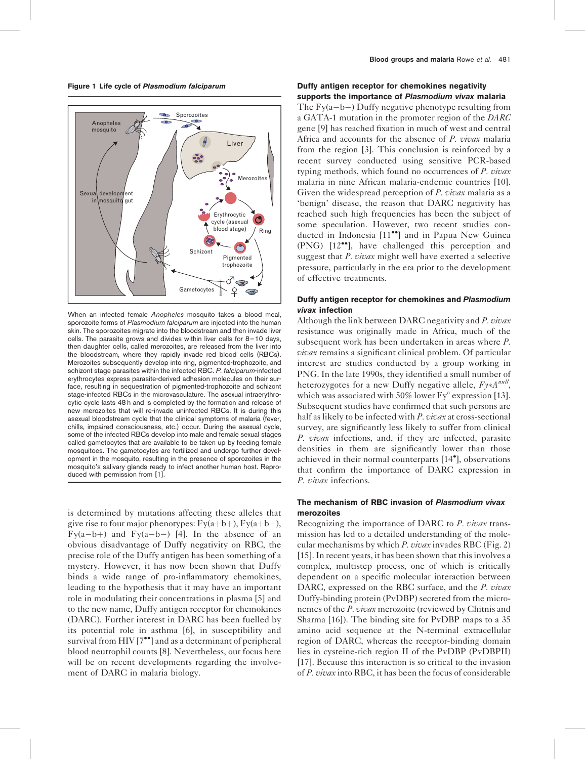**Figure 1 Life cycle of *Plasmodium falciparum***

When an infected female *Anopheles* mosquito takes a blood meal, sporozoite forms of *Plasmodium falciparum* are injected into the human skin. The sporozoites migrate into the bloodstream and then invade liver cells. The parasite grows and divides within liver cells for 8–10 days, then daughter cells, called merozoites, are released from the liver into the bloodstream, where they rapidly invade red blood cells (RBCs). Merozoites subsequently develop into ring, pigmented-trophozoite, and schizont stage parasites within the infected RBC. *P. falciparum*-infected erythrocytes express parasite-derived adhesion molecules on their surface, resulting in sequestration of pigmented-trophozoite and schizont stage-infected RBCs in the microvasculature. The asexual intraerythrocytic cycle lasts 48 h and is completed by the formation and release of new merozoites that will re-invade uninfected RBCs. It is during this asexual bloodstream cycle that the clinical symptoms of malaria (fever, chills, impaired consciousness, etc.) occur. During the asexual cycle, some of the infected RBCs develop into male and female sexual stages called gametocytes that are available to be taken up by feeding female mosquitoes. The gametocytes are fertilized and undergo further development in the mosquito, resulting in the presence of sporozoites in the mosquito's salivary glands ready to infect another human host. Reproduced with permission from [1].

is determined by mutations affecting these alleles that give rise to four major phenotypes: Fy(a+b+), Fy(a+b−), Fy(a−b+) and Fy(a−b−) [4]. In the absence of an obvious disadvantage of Duffy negativity on RBC, the precise role of the Duffy antigen has been something of a mystery. However, it has now been shown that Duffy binds a wide range of pro-inflammatory chemokines, leading to the hypothesis that it may have an important role in modulating their concentrations in plasma [5] and to the new name, Duffy antigen receptor for chemokines (DARC). Further interest in DARC has been fuelled by its potential role in asthma [6], in susceptibility and survival from HIV [7••] and as a determinant of peripheral blood neutrophil counts [8]. Nevertheless, our focus here will be on recent developments regarding the involvement of DARC in malaria biology.

### Duffy antigen receptor for chemokines negativity supports the importance of *Plasmodium vivax* malaria

The Fy(a−b−) Duffy negative phenotype resulting from a GATA-1 mutation in the promoter region of the *DARC* gene [9] has reached fixation in much of west and central Africa and accounts for the absence of *P. vivax* malaria from the region [3]. This conclusion is reinforced by a recent survey conducted using sensitive PCR-based typing methods, which found no occurrences of *P. vivax* malaria in nine African malaria-endemic countries [10]. Given the widespread perception of *P. vivax* malaria as a 'benign' disease, the reason that DARC negativity has reached such high frequencies has been the subject of some speculation. However, two recent studies conducted in Indonesia [11••] and in Papua New Guinea (PNG) [12••], have challenged this perception and suggest that *P. vivax* might well have exerted a selective pressure, particularly in the era prior to the development of effective treatments.

### Duffy antigen receptor for chemokines and *Plasmodium vivax* infection

Although the link between DARC negativity and *P. vivax* resistance was originally made in Africa, much of the subsequent work has been undertaken in areas where *P. vivax* remains a significant clinical problem. Of particular interest are studies conducted by a group working in PNG. In the late 1990s, they identified a small number of heterozygotes for a new Duffy negative allele, $Fy{*}A^{null}$, which was associated with 50% lower Fy$^{a}$ expression [13]. Subsequent studies have confirmed that such persons are half as likely to be infected with *P. vivax* at cross-sectional survey, are significantly less likely to suffer from clinical *P. vivax* infections, and, if they are infected, parasite densities in them are significantly lower than those achieved in their normal counterparts [14•], observations that confirm the importance of DARC expression in *P. vivax* infections.

### The mechanism of RBC invasion of *Plasmodium vivax* merozoites

Recognizing the importance of DARC to *P. vivax* transmission has led to a detailed understanding of the molecular mechanisms by which *P. vivax* invades RBC (Fig. 2) [15]. In recent years, it has been shown that this involves a complex, multistep process, one of which is critically dependent on a specific molecular interaction between DARC, expressed on the RBC surface, and the *P. vivax* Duffy-binding protein (PvDBP) secreted from the micronemes of the *P. vivax* merozoite (reviewed by Chitnis and Sharma [16]). The binding site for PvDBP maps to a 35 amino acid sequence at the N-terminal extracellular region of DARC, whereas the receptor-binding domain lies in cysteine-rich region II of the PvDBP (PvDBPII) [17]. Because this interaction is so critical to the invasion of *P. vivax* into RBC, it has been the focus of considerable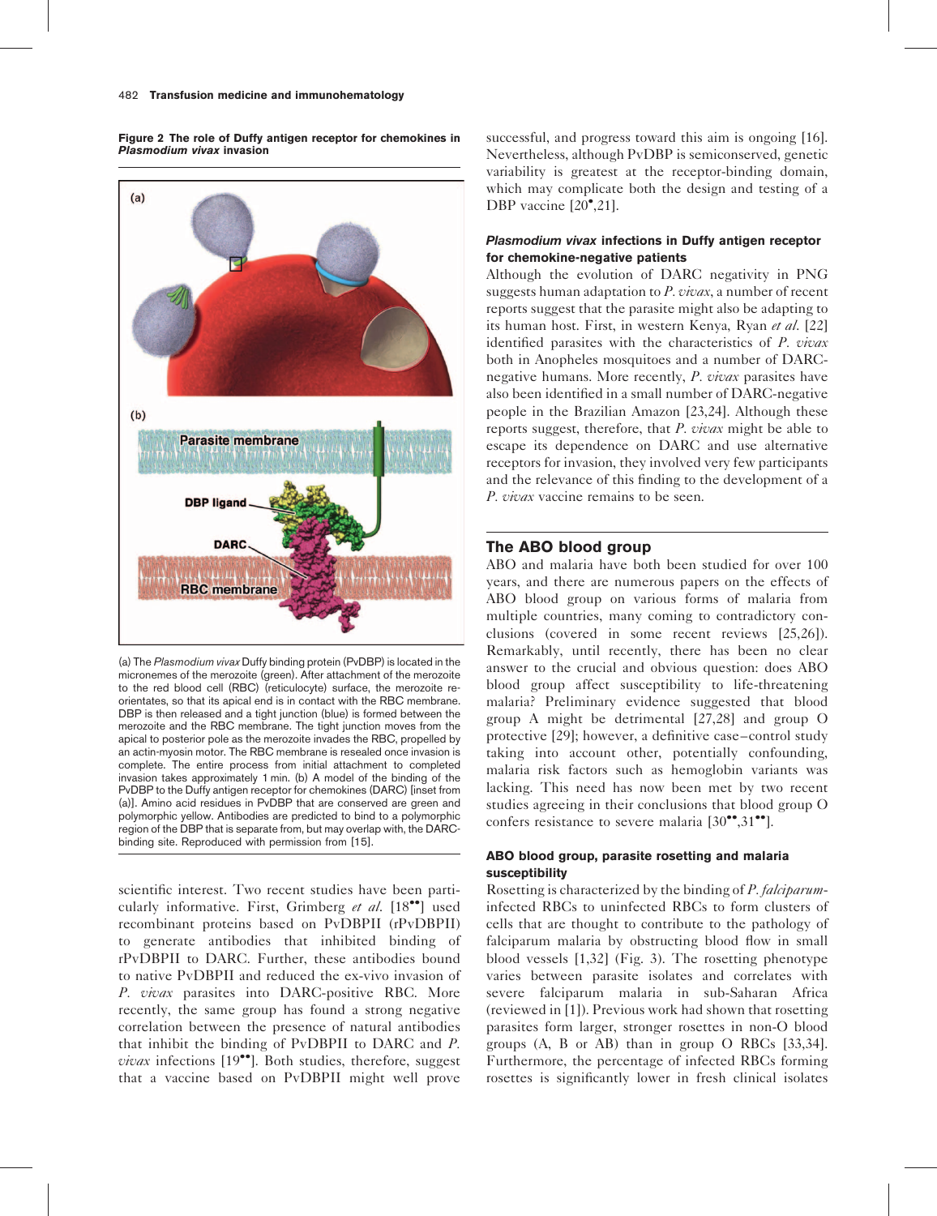**Figure 2 The role of Duffy antigen receptor for chemokines in *Plasmodium vivax* invasion**

(a) The *Plasmodium vivax* Duffy binding protein (PvDBP) is located in the micronemes of the merozoite (green). After attachment of the merozoite to the red blood cell (RBC) (reticulocyte) surface, the merozoite re-orientates, so that its apical end is in contact with the RBC membrane. DBP is then released and a tight junction (blue) is formed between the merozoite and the RBC membrane. The tight junction moves from the apical to posterior pole as the merozoite invades the RBC, propelled by an actin-myosin motor. The RBC membrane is resealed once invasion is complete. The entire process from initial attachment to completed invasion takes approximately 1 min. (b) A model of the binding of the PvDBP to the Duffy antigen receptor for chemokines (DARC) [inset from (a)]. Amino acid residues in PvDBP that are conserved are green and polymorphic yellow. Antibodies are predicted to bind to a polymorphic region of the DBP that is separate from, but may overlap with, the DARC-binding site. Reproduced with permission from [15].

scientific interest. Two recent studies have been particularly informative. First, Grimberg *et al.* [18••] used recombinant proteins based on PvDBPII (rPvDBPII) to generate antibodies that inhibited binding of rPvDBPII to DARC. Further, these antibodies bound to native PvDBPII and reduced the ex-vivo invasion of *P. vivax* parasites into DARC-positive RBC. More recently, the same group has found a strong negative correlation between the presence of natural antibodies that inhibit the binding of PvDBPII to DARC and *P. vivax* infections [19••]. Both studies, therefore, suggest that a vaccine based on PvDBPII might well prove successful, and progress toward this aim is ongoing [16]. Nevertheless, although PvDBP is semiconserved, genetic variability is greatest at the receptor-binding domain, which may complicate both the design and testing of a DBP vaccine [20•,21].

### *Plasmodium vivax* infections in Duffy antigen receptor for chemokine-negative patients

Although the evolution of DARC negativity in PNG suggests human adaptation to *P. vivax*, a number of recent reports suggest that the parasite might also be adapting to its human host. First, in western Kenya, Ryan *et al.* [22] identified parasites with the characteristics of *P. vivax* both in Anopheles mosquitoes and a number of DARC-negative humans. More recently, *P. vivax* parasites have also been identified in a small number of DARC-negative people in the Brazilian Amazon [23,24]. Although these reports suggest, therefore, that *P. vivax* might be able to escape its dependence on DARC and use alternative receptors for invasion, they involved very few participants and the relevance of this finding to the development of a *P. vivax* vaccine remains to be seen.

## The ABO blood group

ABO and malaria have both been studied for over 100 years, and there are numerous papers on the effects of ABO blood group on various forms of malaria from multiple countries, many coming to contradictory conclusions (covered in some recent reviews [25,26]). Remarkably, until recently, there has been no clear answer to the crucial and obvious question: does ABO blood group affect susceptibility to life-threatening malaria? Preliminary evidence suggested that blood group A might be detrimental [27,28] and group O protective [29]; however, a definitive case–control study taking into account other, potentially confounding, malaria risk factors such as hemoglobin variants was lacking. This need has now been met by two recent studies agreeing in their conclusions that blood group O confers resistance to severe malaria [30••,31••].

### ABO blood group, parasite rosetting and malaria susceptibility

Rosetting is characterized by the binding of *P. falciparum*-infected RBCs to uninfected RBCs to form clusters of cells that are thought to contribute to the pathology of falciparum malaria by obstructing blood flow in small blood vessels [1,32] (Fig. 3). The rosetting phenotype varies between parasite isolates and correlates with severe falciparum malaria in sub-Saharan Africa (reviewed in [1]). Previous work had shown that rosetting parasites form larger, stronger rosettes in non-O blood groups (A, B or AB) than in group O RBCs [33,34]. Furthermore, the percentage of infected RBCs forming rosettes is significantly lower in fresh clinical isolates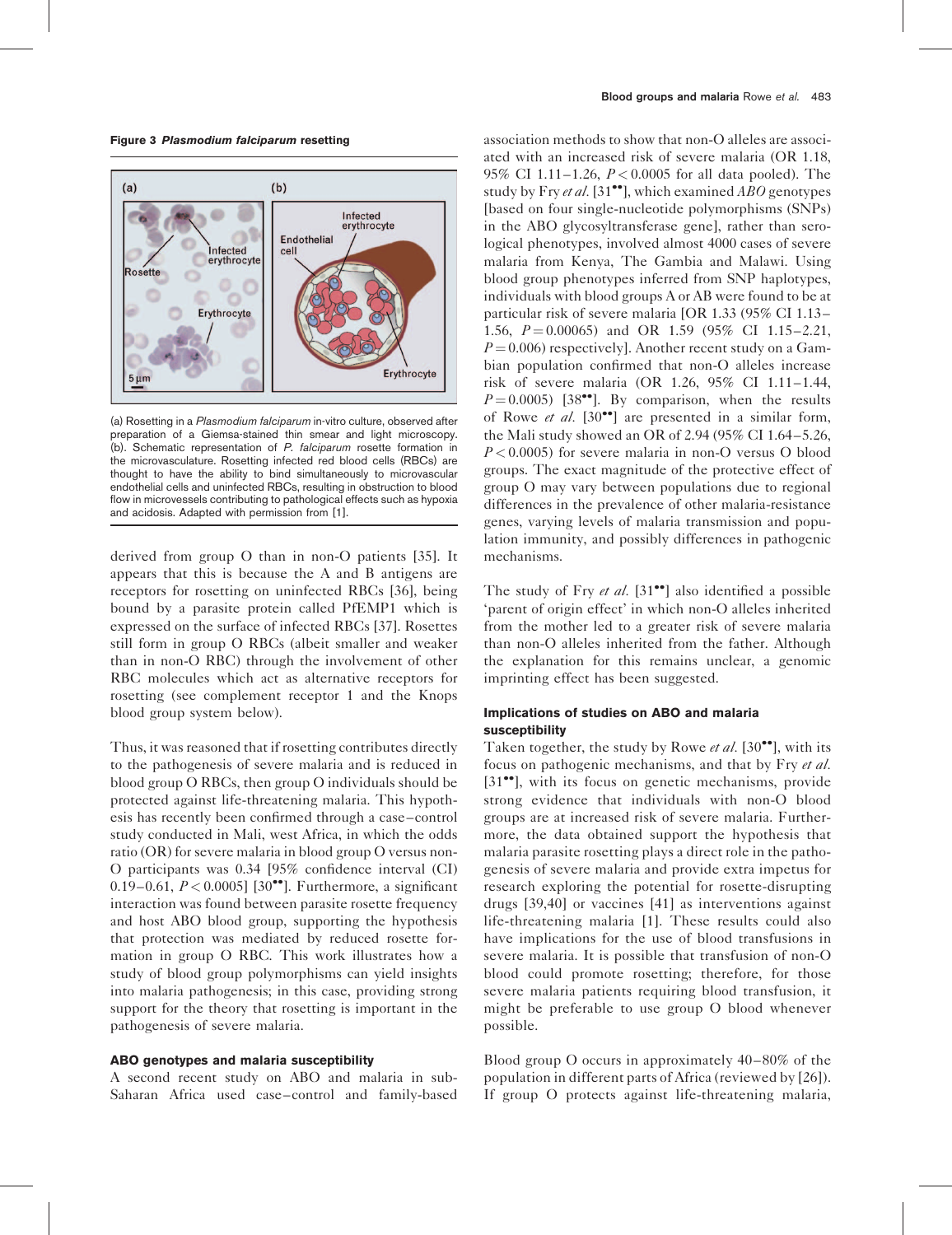**Figure 3** ***Plasmodium falciparum*** **resetting**

(a) Rosetting in a *Plasmodium falciparum* in-vitro culture, observed after preparation of a Giemsa-stained thin smear and light microscopy. (b). Schematic representation of *P. falciparum* rosette formation in the microvasculature. Rosetting infected red blood cells (RBCs) are thought to have the ability to bind simultaneously to microvascular endothelial cells and uninfected RBCs, resulting in obstruction to blood flow in microvessels contributing to pathological effects such as hypoxia and acidosis. Adapted with permission from [1].

derived from group O than in non-O patients [35]. It appears that this is because the A and B antigens are receptors for rosetting on uninfected RBCs [36], being bound by a parasite protein called PfEMP1 which is expressed on the surface of infected RBCs [37]. Rosettes still form in group O RBCs (albeit smaller and weaker than in non-O RBC) through the involvement of other RBC molecules which act as alternative receptors for rosetting (see complement receptor 1 and the Knops blood group system below).

Thus, it was reasoned that if rosetting contributes directly to the pathogenesis of severe malaria and is reduced in blood group O RBCs, then group O individuals should be protected against life-threatening malaria. This hypothesis has recently been confirmed through a case–control study conducted in Mali, west Africa, in which the odds ratio (OR) for severe malaria in blood group O versus non-O participants was 0.34 [95% confidence interval (CI) 0.19–0.61, $P < 0.0005$] [30••]. Furthermore, a significant interaction was found between parasite rosette frequency and host ABO blood group, supporting the hypothesis that protection was mediated by reduced rosette formation in group O RBC. This work illustrates how a study of blood group polymorphisms can yield insights into malaria pathogenesis; in this case, providing strong support for the theory that rosetting is important in the pathogenesis of severe malaria.

### ABO genotypes and malaria susceptibility

A second recent study on ABO and malaria in sub-Saharan Africa used case–control and family-based association methods to show that non-O alleles are associated with an increased risk of severe malaria (OR 1.18, 95% CI 1.11–1.26, $P < 0.0005$ for all data pooled). The study by Fry *et al.* [31••], which examined *ABO* genotypes [based on four single-nucleotide polymorphisms (SNPs) in the ABO glycosyltransferase gene], rather than serological phenotypes, involved almost 4000 cases of severe malaria from Kenya, The Gambia and Malawi. Using blood group phenotypes inferred from SNP haplotypes, individuals with blood groups A or AB were found to be at particular risk of severe malaria [OR 1.33 (95% CI 1.13–1.56, $P = 0.00065$) and OR 1.59 (95% CI 1.15–2.21, $P = 0.006$) respectively]. Another recent study on a Gambian population confirmed that non-O alleles increase risk of severe malaria (OR 1.26, 95% CI 1.11–1.44, $P = 0.0005$) [38••]. By comparison, when the results of Rowe *et al.* [30••] are presented in a similar form, the Mali study showed an OR of 2.94 (95% CI 1.64–5.26, $P < 0.0005$) for severe malaria in non-O versus O blood groups. The exact magnitude of the protective effect of group O may vary between populations due to regional differences in the prevalence of other malaria-resistance genes, varying levels of malaria transmission and population immunity, and possibly differences in pathogenic mechanisms.

The study of Fry *et al.* [31••] also identified a possible 'parent of origin effect' in which non-O alleles inherited from the mother led to a greater risk of severe malaria than non-O alleles inherited from the father. Although the explanation for this remains unclear, a genomic imprinting effect has been suggested.

### Implications of studies on ABO and malaria susceptibility

Taken together, the study by Rowe *et al.* [30••], with its focus on pathogenic mechanisms, and that by Fry *et al.* [31••], with its focus on genetic mechanisms, provide strong evidence that individuals with non-O blood groups are at increased risk of severe malaria. Furthermore, the data obtained support the hypothesis that malaria parasite rosetting plays a direct role in the pathogenesis of severe malaria and provide extra impetus for research exploring the potential for rosette-disrupting drugs [39,40] or vaccines [41] as interventions against life-threatening malaria [1]. These results could also have implications for the use of blood transfusions in severe malaria. It is possible that transfusion of non-O blood could promote rosetting; therefore, for those severe malaria patients requiring blood transfusion, it might be preferable to use group O blood whenever possible.

Blood group O occurs in approximately 40–80% of the population in different parts of Africa (reviewed by [26]). If group O protects against life-threatening malaria,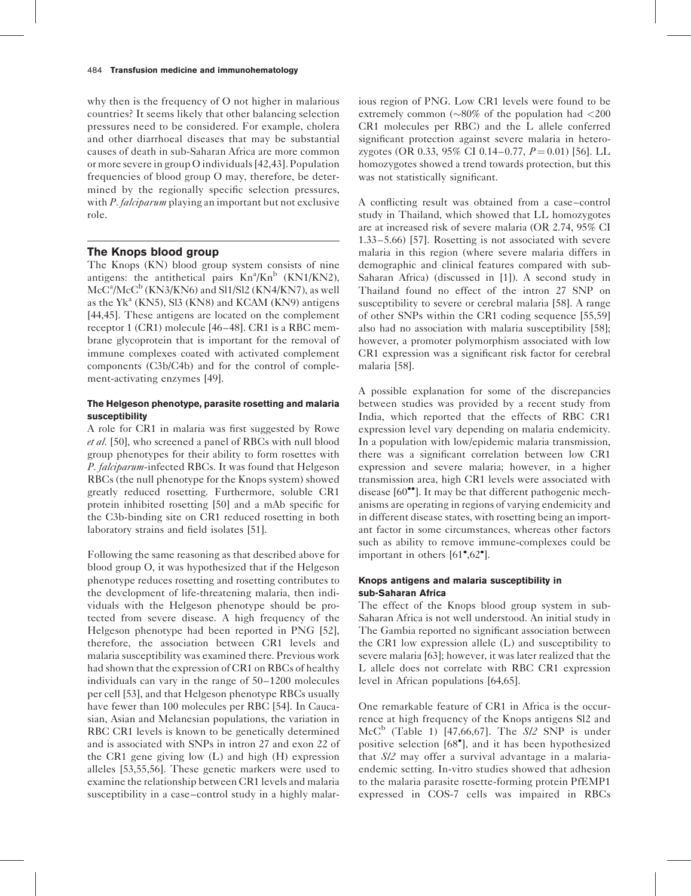why then is the frequency of O not higher in malarious countries? It seems likely that other balancing selection pressures need to be considered. For example, cholera and other diarrhoeal diseases that may be substantial causes of death in sub-Saharan Africa are more common or more severe in group O individuals [42,43]. Population frequencies of blood group O may, therefore, be determined by the regionally specific selection pressures, with *P. falciparum* playing an important but not exclusive role.

## The Knops blood group

The Knops (KN) blood group system consists of nine antigens: the antithetical pairs Kn[a]/Kn[b] (KN1/KN2), McC[a]/McC[b] (KN3/KN6) and Sl1/Sl2 (KN4/KN7), as well as the Yk[a] (KN5), Sl3 (KN8) and KCAM (KN9) antigens [44,45]. These antigens are located on the complement receptor 1 (CR1) molecule [46–48]. CR1 is a RBC membrane glycoprotein that is important for the removal of immune complexes coated with activated complement components (C3b/C4b) and for the control of complement-activating enzymes [49].

### The Helgeson phenotype, parasite rosetting and malaria susceptibility

A role for CR1 in malaria was first suggested by Rowe *et al.* [50], who screened a panel of RBCs with null blood group phenotypes for their ability to form rosettes with *P. falciparum*-infected RBCs. It was found that Helgeson RBCs (the null phenotype for the Knops system) showed greatly reduced rosetting. Furthermore, soluble CR1 protein inhibited rosetting [50] and a mAb specific for the C3b-binding site on CR1 reduced rosetting in both laboratory strains and field isolates [51].

Following the same reasoning as that described above for blood group O, it was hypothesized that if the Helgeson phenotype reduces rosetting and rosetting contributes to the development of life-threatening malaria, then individuals with the Helgeson phenotype should be protected from severe disease. A high frequency of the Helgeson phenotype had been reported in PNG [52], therefore, the association between CR1 levels and malaria susceptibility was examined there. Previous work had shown that the expression of CR1 on RBCs of healthy individuals can vary in the range of 50–1200 molecules per cell [53], and that Helgeson phenotype RBCs usually have fewer than 100 molecules per RBC [54]. In Caucasian, Asian and Melanesian populations, the variation in RBC CR1 levels is known to be genetically determined and is associated with SNPs in intron 27 and exon 22 of the CR1 gene giving low (L) and high (H) expression alleles [53,55,56]. These genetic markers were used to examine the relationship between CR1 levels and malaria susceptibility in a case–control study in a highly malarious region of PNG. Low CR1 levels were found to be extremely common (~80% of the population had <200 CR1 molecules per RBC) and the L allele conferred significant protection against severe malaria in heterozygotes (OR 0.33, 95% CI 0.14–0.77, $P = 0.01$) [56]. LL homozygotes showed a trend towards protection, but this was not statistically significant.

A conflicting result was obtained from a case–control study in Thailand, which showed that LL homozygotes are at increased risk of severe malaria (OR 2.74, 95% CI 1.33–5.66) [57]. Rosetting is not associated with severe malaria in this region (where severe malaria differs in demographic and clinical features compared with sub-Saharan Africa) (discussed in [1]). A second study in Thailand found no effect of the intron 27 SNP on susceptibility to severe or cerebral malaria [58]. A range of other SNPs within the CR1 coding sequence [55,59] also had no association with malaria susceptibility [58]; however, a promoter polymorphism associated with low CR1 expression was a significant risk factor for cerebral malaria [58].

A possible explanation for some of the discrepancies between studies was provided by a recent study from India, which reported that the effects of RBC CR1 expression level vary depending on malaria endemicity. In a population with low/epidemic malaria transmission, there was a significant correlation between low CR1 expression and severe malaria; however, in a higher transmission area, high CR1 levels were associated with disease [60••]. It may be that different pathogenic mechanisms are operating in regions of varying endemicity and in different disease states, with rosetting being an important factor in some circumstances, whereas other factors such as ability to remove immune-complexes could be important in others [61•,62•].

### Knops antigens and malaria susceptibility in sub-Saharan Africa

The effect of the Knops blood group system in sub-Saharan Africa is not well understood. An initial study in The Gambia reported no significant association between the CR1 low expression allele (L) and susceptibility to severe malaria [63]; however, it was later realized that the L allele does not correlate with RBC CR1 expression level in African populations [64,65].

One remarkable feature of CR1 in Africa is the occurrence at high frequency of the Knops antigens Sl2 and McC[b] (Table 1) [47,66,67]. The *Sl2* SNP is under positive selection [68•], and it has been hypothesized that *Sl2* may offer a survival advantage in a malaria-endemic setting. In-vitro studies showed that adhesion to the malaria parasite rosette-forming protein PfEMP1 expressed in COS-7 cells was impaired in RBCs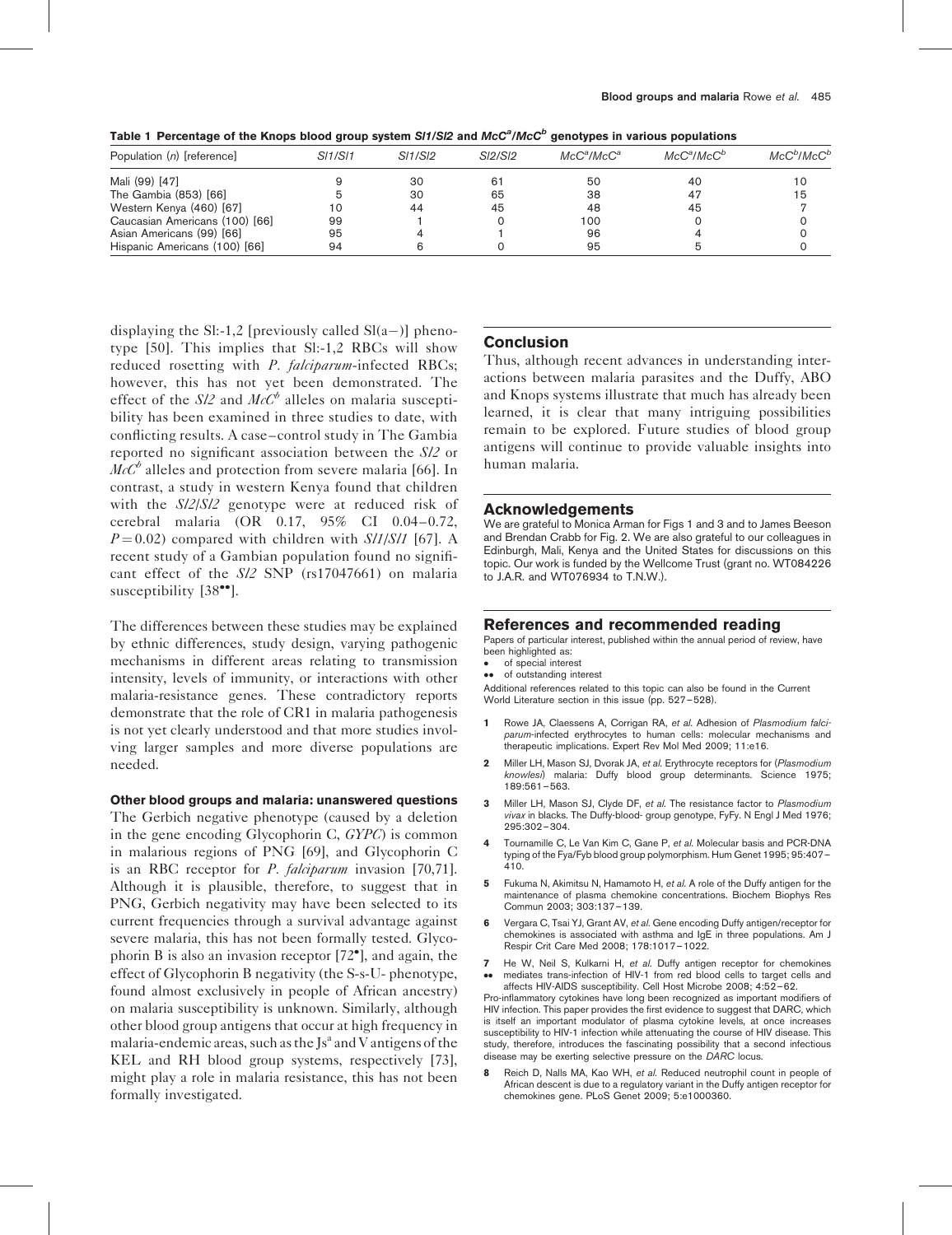**Table 1 Percentage of the Knops blood group system *Sl1*/*Sl2* and *McC*$^{a}$/*McC*$^{b}$ genotypes in various populations**

| Population (*n*) [reference] | *Sl1*/*Sl1* | *Sl1*/*Sl2* | *Sl2*/*Sl2* | *McC*$^{a}$/*McC*$^{a}$ | *McC*$^{a}$/*McC*$^{b}$ | *McC*$^{b}$/*McC*$^{b}$ |
|---|---|---|---|---|---|---|
| Mali (99) [47] | 9 | 30 | 61 | 50 | 40 | 10 |
| The Gambia (853) [66] | 5 | 30 | 65 | 38 | 47 | 15 |
| Western Kenya (460) [67] | 10 | 44 | 45 | 48 | 45 | 7 |
| Caucasian Americans (100) [66] | 99 | 1 | 0 | 100 | 0 | 0 |
| Asian Americans (99) [66] | 95 | 4 | 1 | 96 | 4 | 0 |
| Hispanic Americans (100) [66] | 94 | 6 | 0 | 95 | 5 | 0 |

displaying the Sl:-1,2 [previously called Sl(a−)] phenotype [50]. This implies that Sl:-1,2 RBCs will show reduced rosetting with *P. falciparum*-infected RBCs; however, this has not yet been demonstrated. The effect of the *Sl2* and *McC*$^{b}$ alleles on malaria susceptibility has been examined in three studies to date, with conflicting results. A case–control study in The Gambia reported no significant association between the *Sl2* or *McC*$^{b}$ alleles and protection from severe malaria [66]. In contrast, a study in western Kenya found that children with the *Sl2*/*Sl2* genotype were at reduced risk of cerebral malaria (OR 0.17, 95% CI 0.04–0.72, $P = 0.02$) compared with children with *Sl1*/*Sl1* [67]. A recent study of a Gambian population found no significant effect of the *Sl2* SNP (rs17047661) on malaria susceptibility [38••].

The differences between these studies may be explained by ethnic differences, study design, varying pathogenic mechanisms in different areas relating to transmission intensity, levels of immunity, or interactions with other malaria-resistance genes. These contradictory reports demonstrate that the role of CR1 in malaria pathogenesis is not yet clearly understood and that more studies involving larger samples and more diverse populations are needed.

### Other blood groups and malaria: unanswered questions

The Gerbich negative phenotype (caused by a deletion in the gene encoding Glycophorin C, *GYPC*) is common in malarious regions of PNG [69], and Glycophorin C is an RBC receptor for *P. falciparum* invasion [70,71]. Although it is plausible, therefore, to suggest that in PNG, Gerbich negativity may have been selected to its current frequencies through a survival advantage against severe malaria, this has not been formally tested. Glycophorin B is also an invasion receptor [72•], and again, the effect of Glycophorin B negativity (the S-s-U- phenotype, found almost exclusively in people of African ancestry) on malaria susceptibility is unknown. Similarly, although other blood group antigens that occur at high frequency in malaria-endemic areas, such as the Js$^{a}$ and V antigens of the KEL and RH blood group systems, respectively [73], might play a role in malaria resistance, this has not been formally investigated.

## Conclusion

Thus, although recent advances in understanding interactions between malaria parasites and the Duffy, ABO and Knops systems illustrate that much has already been learned, it is clear that many intriguing possibilities remain to be explored. Future studies of blood group antigens will continue to provide valuable insights into human malaria.

## Acknowledgements

We are grateful to Monica Arman for Figs 1 and 3 and to James Beeson and Brendan Crabb for Fig. 2. We are also grateful to our colleagues in Edinburgh, Mali, Kenya and the United States for discussions on this topic. Our work is funded by the Wellcome Trust (grant no. WT084226 to J.A.R. and WT076934 to T.N.W.).

## References and recommended reading

Papers of particular interest, published within the annual period of review, have been highlighted as:
- • of special interest
- •• of outstanding interest

Additional references related to this topic can also be found in the Current World Literature section in this issue (pp. 527–528).

1. Rowe JA, Claessens A, Corrigan RA, *et al.* Adhesion of *Plasmodium falciparum*-infected erythrocytes to human cells: molecular mechanisms and therapeutic implications. Expert Rev Mol Med 2009; 11:e16.
2. Miller LH, Mason SJ, Dvorak JA, *et al.* Erythrocyte receptors for (*Plasmodium knowlesi*) malaria: Duffy blood group determinants. Science 1975; 189:561–563.
3. Miller LH, Mason SJ, Clyde DF, *et al.* The resistance factor to *Plasmodium vivax* in blacks. The Duffy-blood- group genotype, FyFy. N Engl J Med 1976; 295:302–304.
4. Tournamille C, Le Van Kim C, Gane P, *et al.* Molecular basis and PCR-DNA typing of the Fya/Fyb blood group polymorphism. Hum Genet 1995; 95:407–410.
5. Fukuma N, Akimitsu N, Hamamoto H, *et al.* A role of the Duffy antigen for the maintenance of plasma chemokine concentrations. Biochem Biophys Res Commun 2003; 303:137–139.
6. Vergara C, Tsai YJ, Grant AV, *et al.* Gene encoding Duffy antigen/receptor for chemokines is associated with asthma and IgE in three populations. Am J Respir Crit Care Med 2008; 178:1017–1022.
7. •• He W, Neil S, Kulkarni H, *et al.* Duffy antigen receptor for chemokines mediates trans-infection of HIV-1 from red blood cells to target cells and affects HIV-AIDS susceptibility. Cell Host Microbe 2008; 4:52–62.

   Pro-inflammatory cytokines have long been recognized as important modifiers of HIV infection. This paper provides the first evidence to suggest that DARC, which is itself an important modulator of plasma cytokine levels, at once increases susceptibility to HIV-1 infection while attenuating the course of HIV disease. This study, therefore, introduces the fascinating possibility that a second infectious disease may be exerting selective pressure on the *DARC* locus.
8. Reich D, Nalls MA, Kao WH, *et al.* Reduced neutrophil count in people of African descent is due to a regulatory variant in the Duffy antigen receptor for chemokines gene. PLoS Genet 2009; 5:e1000360.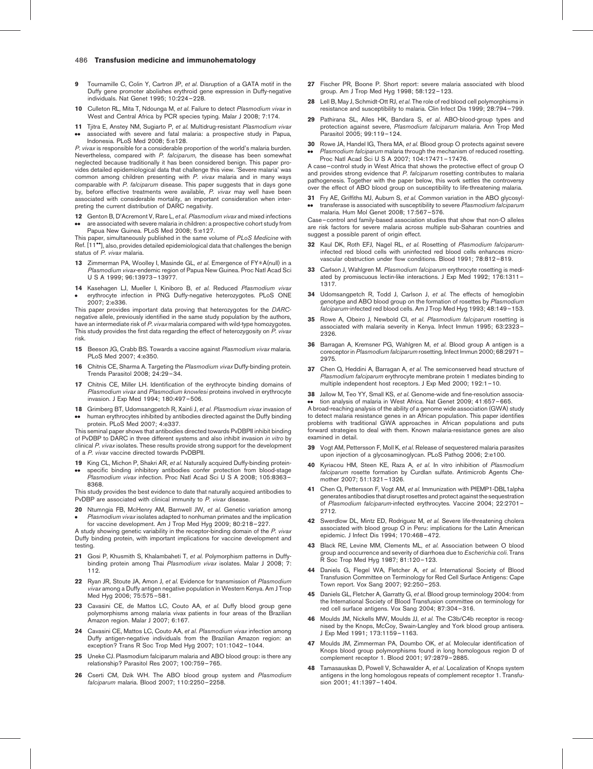9 Tournamille C, Colin Y, Cartron JP, *et al.* Disruption of a GATA motif in the Duffy gene promoter abolishes erythroid gene expression in Duffy-negative individuals. Nat Genet 1995; 10:224–228.

10 Culleton RL, Mita T, Ndounga M, *et al.* Failure to detect *Plasmodium vivax* in West and Central Africa by PCR species typing. Malar J 2008; 7:174.

11 •• Tjitra E, Anstey NM, Sugiarto P, *et al.* Multidrug-resistant *Plasmodium vivax* associated with severe and fatal malaria: a prospective study in Papua, Indonesia. PLoS Med 2008; 5:e128.

*P. vivax* is responsible for a considerable proportion of the world's malaria burden. Nevertheless, compared with *P. falciparum*, the disease has been somewhat neglected because traditionally it has been considered benign. This paper provides detailed epidemiological data that challenge this view. 'Severe malaria' was common among children presenting with *P. vivax* malaria and in many ways comparable with *P. falciparum* disease. This paper suggests that in days gone by, before effective treatments were available, *P. vivax* may well have been associated with considerable mortality, an important consideration when interpreting the current distribution of DARC negativity.

12 •• Genton B, D'Acremont V, Rare L, *et al.* *Plasmodium vivax* and mixed infections are associated with severe malaria in children: a prospective cohort study from Papua New Guinea. PLoS Med 2008; 5:e127.

This paper, simultaneously published in the same volume of *PLoS Medicine* with Ref. [11••], also provides detailed epidemiological data that challenges the benign status of *P. vivax* malaria.

13 Zimmerman PA, Woolley I, Masinde GL, *et al.* Emergence of FY*A(null) in a *Plasmodium vivax*-endemic region of Papua New Guinea. Proc Natl Acad Sci U S A 1999; 96:13973–13977.

14 • Kasehagen LJ, Mueller I, Kiniboro B, *et al.* Reduced *Plasmodium vivax* erythrocyte infection in PNG Duffy-negative heterozygotes. PLoS ONE 2007; 2:e336.

This paper provides important data proving that heterozygotes for the *DARC*-negative allele, previously identified in the same study population by the authors, have an intermediate risk of *P. vivax* malaria compared with wild-type homozygotes. This study provides the first data regarding the effect of heterozygosity on *P. vivax* risk.

15 Beeson JG, Crabb BS. Towards a vaccine against *Plasmodium vivax* malaria. PLoS Med 2007; 4:e350.

16 Chitnis CE, Sharma A. Targeting the *Plasmodium vivax* Duffy-binding protein. Trends Parasitol 2008; 24:29–34.

17 Chitnis CE, Miller LH. Identification of the erythrocyte binding domains of *Plasmodium vivax* and *Plasmodium knowlesi* proteins involved in erythrocyte invasion. J Exp Med 1994; 180:497–506.

18 •• Grimberg BT, Udomsangpetch R, Xainli J, *et al.* *Plasmodium vivax* invasion of human erythrocytes inhibited by antibodies directed against the Duffy binding protein. PLoS Med 2007; 4:e337.

This seminal paper shows that antibodies directed towards PvDBPII inhibit binding of PvDBP to DARC in three different systems and also inhibit invasion *in vitro* by clinical *P. vivax* isolates. These results provide strong support for the development of a *P. vivax* vaccine directed towards PvDBPII.

19 •• King CL, Michon P, Shakri AR, *et al.* Naturally acquired Duffy-binding protein-specific binding inhibitory antibodies confer protection from blood-stage *Plasmodium vivax* infection. Proc Natl Acad Sci U S A 2008; 105:8363–8368.

This study provides the best evidence to date that naturally acquired antibodies to PvDBP are associated with clinical immunity to *P. vivax* disease.

20 • Ntumngia FB, McHenry AM, Barnwell JW, *et al.* Genetic variation among *Plasmodium vivax* isolates adapted to nonhuman primates and the implication for vaccine development. Am J Trop Med Hyg 2009; 80:218–227.

A study showing genetic variability in the receptor-binding domain of the *P. vivax* Duffy binding protein, with important implications for vaccine development and testing.

21 Gosi P, Khusmith S, Khalambaheti T, *et al.* Polymorphism patterns in Duffy-binding protein among Thai *Plasmodium vivax* isolates. Malar J 2008; 7: 112.

22 Ryan JR, Stoute JA, Amon J, *et al.* Evidence for transmission of *Plasmodium vivax* among a Duffy antigen negative population in Western Kenya. Am J Trop Med Hyg 2006; 75:575–581.

23 Cavasini CE, de Mattos LC, Couto AA, *et al.* Duffy blood group gene polymorphisms among malaria vivax patients in four areas of the Brazilian Amazon region. Malar J 2007; 6:167.

24 Cavasini CE, Mattos LC, Couto AA, *et al.* *Plasmodium vivax* infection among Duffy antigen-negative individuals from the Brazilian Amazon region: an exception? Trans R Soc Trop Med Hyg 2007; 101:1042–1044.

25 Uneke CJ. Plasmodium falciparum malaria and ABO blood group: is there any relationship? Parasitol Res 2007; 100:759–765.

26 Cserti CM, Dzik WH. The ABO blood group system and *Plasmodium falciparum* malaria. Blood 2007; 110:2250–2258.

27 Fischer PR, Boone P. Short report: severe malaria associated with blood group. Am J Trop Med Hyg 1998; 58:122–123.

28 Lell B, May J, Schmidt-Ott RJ, *et al.* The role of red blood cell polymorphisms in resistance and susceptibility to malaria. Clin Infect Dis 1999; 28:794–799.

29 Pathirana SL, Alles HK, Bandara S, *et al.* ABO-blood-group types and protection against severe, *Plasmodium falciparum* malaria. Ann Trop Med Parasitol 2005; 99:119–124.

30 •• Rowe JA, Handel IG, Thera MA, *et al.* Blood group O protects against severe *Plasmodium falciparum* malaria through the mechanism of reduced rosetting. Proc Natl Acad Sci U S A 2007; 104:17471–17476.

A case–control study in West Africa that shows the protective effect of group O and provides strong evidence that *P. falciparum* rosetting contributes to malaria pathogenesis. Together with the paper below, this work settles the controversy over the effect of ABO blood group on susceptibility to life-threatening malaria.

31 •• Fry AE, Griffiths MJ, Auburn S, *et al.* Common variation in the ABO glycosyltransferase is associated with susceptibility to severe *Plasmodium falciparum* malaria. Hum Mol Genet 2008; 17:567–576.

Case–control and family-based association studies that show that non-O alleles are risk factors for severe malaria across multiple sub-Saharan countries and suggest a possible parent of origin effect.

32 Kaul DK, Roth EFJ, Nagel RL, *et al.* Rosetting of *Plasmodium falciparum*-infected red blood cells with uninfected red blood cells enhances microvascular obstruction under flow conditions. Blood 1991; 78:812–819.

33 Carlson J, Wahlgren M. *Plasmodium falciparum* erythrocyte rosetting is mediated by promiscuous lectin-like interactions. J Exp Med 1992; 176:1311–1317.

34 Udomsangpetch R, Todd J, Carlson J, *et al.* The effects of hemoglobin genotype and ABO blood group on the formation of rosettes by *Plasmodium falciparum*-infected red blood cells. Am J Trop Med Hyg 1993; 48:149–153.

35 Rowe A, Obeiro J, Newbold CI, *et al.* *Plasmodium falciparum* rosetting is associated with malaria severity in Kenya. Infect Immun 1995; 63:2323–2326.

36 Barragan A, Kremsner PG, Wahlgren M, *et al.* Blood group A antigen is a coreceptor in *Plasmodium falciparum* rosetting. Infect Immun 2000; 68:2971–2975.

37 Chen Q, Heddini A, Barragan A, *et al.* The semiconserved head structure of *Plasmodium falciparum* erythrocyte membrane protein 1 mediates binding to multiple independent host receptors. J Exp Med 2000; 192:1–10.

38 •• Jallow M, Teo YY, Small KS, *et al.* Genome-wide and fine-resolution association analysis of malaria in West Africa. Nat Genet 2009; 41:657–665.

A broad-reaching analysis of the ability of a genome wide association (GWA) study to detect malaria resistance genes in an African population. This paper identifies problems with traditional GWA approaches in African populations and puts forward strategies to deal with them. Known malaria-resistance genes are also examined in detail.

39 Vogt AM, Pettersson F, Moll K, *et al.* Release of sequestered malaria parasites upon injection of a glycosaminoglycan. PLoS Pathog 2006; 2:e100.

40 Kyriacou HM, Steen KE, Raza A, *et al.* In vitro inhibition of *Plasmodium falciparum* rosette formation by Curdlan sulfate. Antimicrob Agents Chemother 2007; 51:1321–1326.

41 Chen Q, Pettersson F, Vogt AM, *et al.* Immunization with PfEMP1-DBL1alpha generates antibodies that disrupt rosettes and protect against the sequestration of *Plasmodium falciparum*-infected erythrocytes. Vaccine 2004; 22:2701–2712.

42 Swerdlow DL, Mintz ED, Rodriguez M, *et al.* Severe life-threatening cholera associated with blood group O in Peru: implications for the Latin American epidemic. J Infect Dis 1994; 170:468–472.

43 Black RE, Levine MM, Clements ML, *et al.* Association between O blood group and occurrence and severity of diarrhoea due to *Escherichia coli*. Trans R Soc Trop Med Hyg 1987; 81:120–123.

44 Daniels G, Flegel WA, Fletcher A, *et al.* International Society of Blood Transfusion Committee on Terminology for Red Cell Surface Antigens: Cape Town report. Vox Sang 2007; 92:250–253.

45 Daniels GL, Fletcher A, Garratty G, *et al.* Blood group terminology 2004: from the International Society of Blood Transfusion committee on terminology for red cell surface antigens. Vox Sang 2004; 87:304–316.

46 Moulds JM, Nickells MW, Moulds JJ, *et al.* The C3b/C4b receptor is recognised by the Knops, McCoy, Swain-Langley and York blood group antisera. J Exp Med 1991; 173:1159–1163.

47 Moulds JM, Zimmerman PA, Doumbo OK, *et al.* Molecular identification of Knops blood group polymorphisms found in long homologous region D of complement receptor 1. Blood 2001; 97:2879–2885.

48 Tamasauskas D, Powell V, Schawalder A, *et al.* Localization of Knops system antigens in the long homologous repeats of complement receptor 1. Transfusion 2001; 41:1397–1404.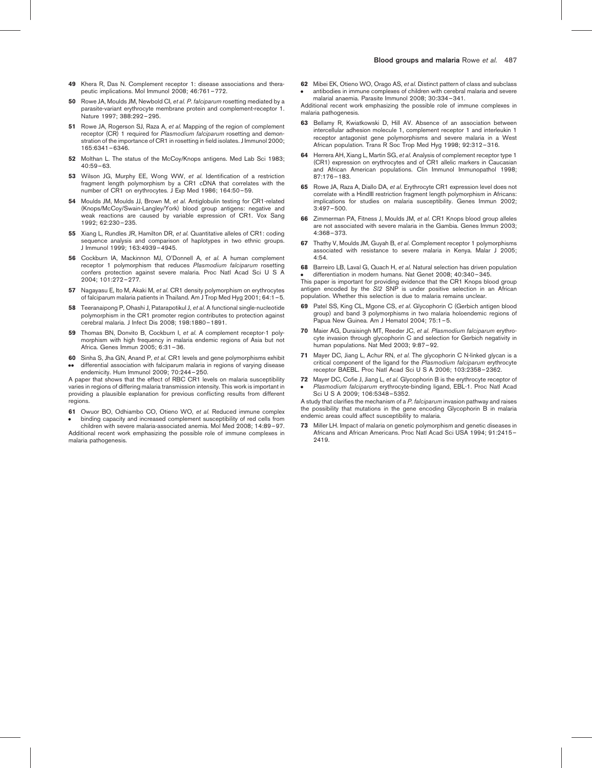49 Khera R, Das N. Complement receptor 1: disease associations and therapeutic implications. Mol Immunol 2008; 46:761–772.

50 Rowe JA, Moulds JM, Newbold CI, *et al. P. falciparum* rosetting mediated by a parasite-variant erythrocyte membrane protein and complement-receptor 1. Nature 1997; 388:292–295.

51 Rowe JA, Rogerson SJ, Raza A, *et al.* Mapping of the region of complement receptor (CR) 1 required for *Plasmodium falciparum* rosetting and demonstration of the importance of CR1 in rosetting in field isolates. J Immunol 2000; 165:6341–6346.

52 Molthan L. The status of the McCoy/Knops antigens. Med Lab Sci 1983; 40:59–63.

53 Wilson JG, Murphy EE, Wong WW, *et al.* Identification of a restriction fragment length polymorphism by a CR1 cDNA that correlates with the number of CR1 on erythrocytes. J Exp Med 1986; 164:50–59.

54 Moulds JM, Moulds JJ, Brown M, *et al.* Antiglobulin testing for CR1-related (Knops/McCoy/Swain-Langley/York) blood group antigens: negative and weak reactions are caused by variable expression of CR1. Vox Sang 1992; 62:230–235.

55 Xiang L, Rundles JR, Hamilton DR, *et al.* Quantitative alleles of CR1: coding sequence analysis and comparison of haplotypes in two ethnic groups. J Immunol 1999; 163:4939–4945.

56 Cockburn IA, Mackinnon MJ, O'Donnell A, *et al.* A human complement receptor 1 polymorphism that reduces *Plasmodium falciparum* rosetting confers protection against severe malaria. Proc Natl Acad Sci U S A 2004; 101:272–277.

57 Nagayasu E, Ito M, Akaki M, *et al.* CR1 density polymorphism on erythrocytes of falciparum malaria patients in Thailand. Am J Trop Med Hyg 2001; 64:1–5.

58 Teeranaipong P, Ohashi J, Patarapotikul J, *et al.* A functional single-nucleotide polymorphism in the CR1 promoter region contributes to protection against cerebral malaria. J Infect Dis 2008; 198:1880–1891.

59 Thomas BN, Donvito B, Cockburn I, *et al.* A complement receptor-1 polymorphism with high frequency in malaria endemic regions of Asia but not Africa. Genes Immun 2005; 6:31–36.

60 •• Sinha S, Jha GN, Anand P, *et al.* CR1 levels and gene polymorphisms exhibit differential association with falciparum malaria in regions of varying disease endemicity. Hum Immunol 2009; 70:244–250.

A paper that shows that the effect of RBC CR1 levels on malaria susceptibility varies in regions of differing malaria transmission intensity. This work is important in providing a plausible explanation for previous conflicting results from different regions.

61 • Owuor BO, Odhiambo CO, Otieno WO, *et al.* Reduced immune complex binding capacity and increased complement susceptibility of red cells from children with severe malaria-associated anemia. Mol Med 2008; 14:89–97.

Additional recent work emphasizing the possible role of immune complexes in malaria pathogenesis.

62 • Mibei EK, Otieno WO, Orago AS, *et al.* Distinct pattern of class and subclass antibodies in immune complexes of children with cerebral malaria and severe malarial anaemia. Parasite Immunol 2008; 30:334–341.

Additional recent work emphasizing the possible role of immune complexes in malaria pathogenesis.

63 Bellamy R, Kwiatkowski D, Hill AV. Absence of an association between intercellular adhesion molecule 1, complement receptor 1 and interleukin 1 receptor antagonist gene polymorphisms and severe malaria in a West African population. Trans R Soc Trop Med Hyg 1998; 92:312–316.

64 Herrera AH, Xiang L, Martin SG, *et al.* Analysis of complement receptor type 1 (CR1) expression on erythrocytes and of CR1 allelic markers in Caucasian and African American populations. Clin Immunol Immunopathol 1998; 87:176–183.

65 Rowe JA, Raza A, Diallo DA, *et al.* Erythrocyte CR1 expression level does not correlate with a HindIII restriction fragment length polymorphism in Africans: implications for studies on malaria susceptibility. Genes Immun 2002; 3:497–500.

66 Zimmerman PA, Fitness J, Moulds JM, *et al.* CR1 Knops blood group alleles are not associated with severe malaria in the Gambia. Genes Immun 2003; 4:368–373.

67 Thathy V, Moulds JM, Guyah B, *et al.* Complement receptor 1 polymorphisms associated with resistance to severe malaria in Kenya. Malar J 2005; 4:54.

68 • Barreiro LB, Laval G, Quach H, *et al.* Natural selection has driven population differentiation in modern humans. Nat Genet 2008; 40:340–345.

This paper is important for providing evidence that the CR1 Knops blood group antigen encoded by the *Sl2* SNP is under positive selection in an African population. Whether this selection is due to malaria remains unclear.

69 Patel SS, King CL, Mgone CS, *et al.* Glycophorin C (Gerbich antigen blood group) and band 3 polymorphisms in two malaria holoendemic regions of Papua New Guinea. Am J Hematol 2004; 75:1–5.

70 Maier AG, Duraisingh MT, Reeder JC, *et al. Plasmodium falciparum* erythrocyte invasion through glycophorin C and selection for Gerbich negativity in human populations. Nat Med 2003; 9:87–92.

71 Mayer DC, Jiang L, Achur RN, *et al.* The glycophorin C N-linked glycan is a critical component of the ligand for the *Plasmodium falciparum* erythrocyte receptor BAEBL. Proc Natl Acad Sci U S A 2006; 103:2358–2362.

72 • Mayer DC, Cofie J, Jiang L, *et al.* Glycophorin B is the erythrocyte receptor of *Plasmodium falciparum* erythrocyte-binding ligand, EBL-1. Proc Natl Acad Sci U S A 2009; 106:5348–5352.

A study that clarifies the mechanism of a *P. falciparum* invasion pathway and raises the possibility that mutations in the gene encoding Glycophorin B in malaria endemic areas could affect susceptibility to malaria.

73 Miller LH. Impact of malaria on genetic polymorphism and genetic diseases in Africans and African Americans. Proc Natl Acad Sci USA 1994; 91:2415–2419.